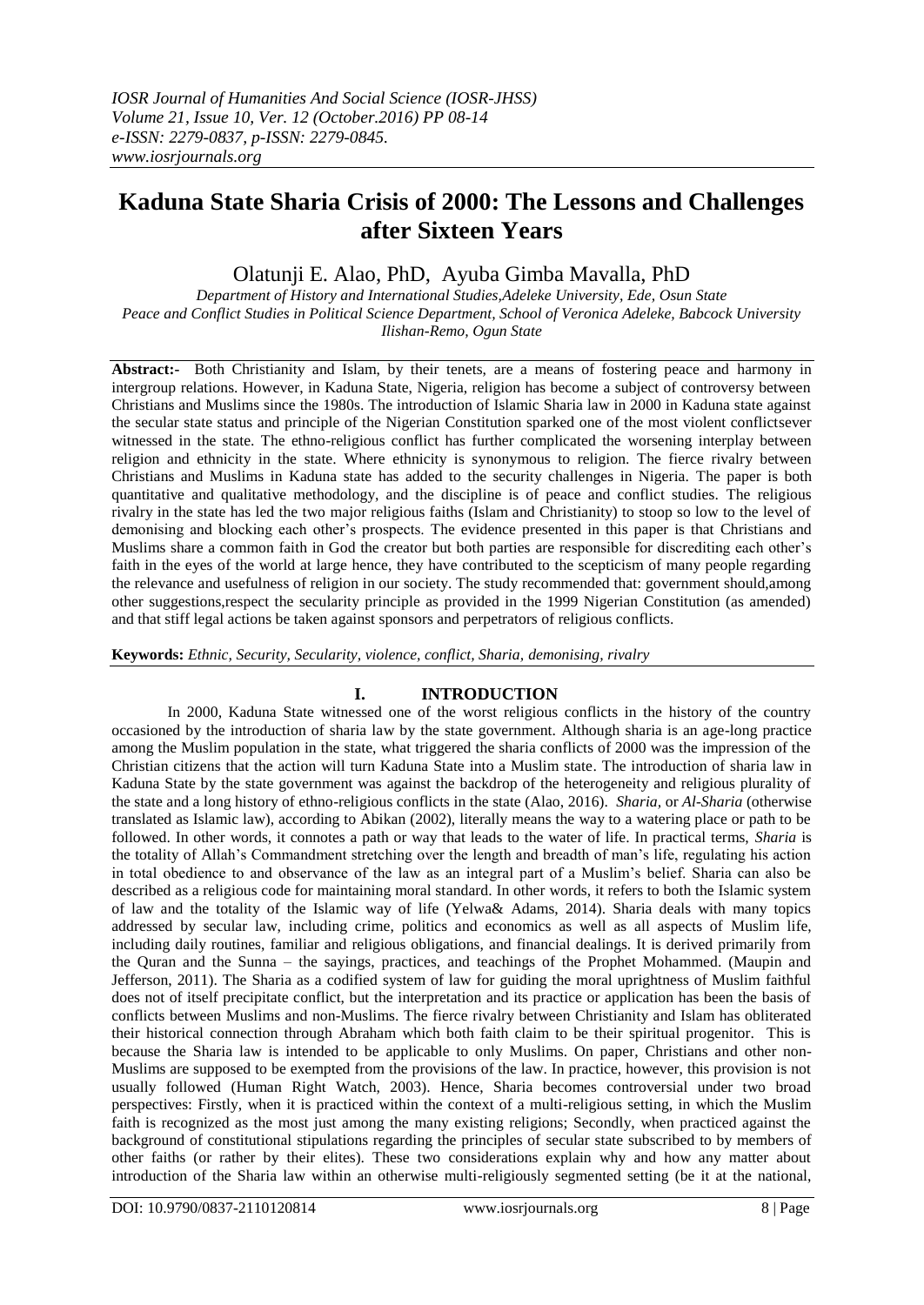# Kaduna State Sharia Crisis of 2000: The Lessons and Challenges after Sixteen Years

Olatunji E. Alao, PhD, Ayuba Gimba Mavalla, PhD

*Department of History and International Studies,Adeleke University, Ede, Osun State*
*Peace and Conflict Studies in Political Science Department, School of Veronica Adeleke, Babcock University Ilishan-Remo, Ogun State*

**Abstract:-** Both Christianity and Islam, by their tenets, are a means of fostering peace and harmony in intergroup relations. However, in Kaduna State, Nigeria, religion has become a subject of controversy between Christians and Muslims since the 1980s. The introduction of Islamic Sharia law in 2000 in Kaduna state against the secular state status and principle of the Nigerian Constitution sparked one of the most violent conflictsever witnessed in the state. The ethno-religious conflict has further complicated the worsening interplay between religion and ethnicity in the state. Where ethnicity is synonymous to religion. The fierce rivalry between Christians and Muslims in Kaduna state has added to the security challenges in Nigeria. The paper is both quantitative and qualitative methodology, and the discipline is of peace and conflict studies. The religious rivalry in the state has led the two major religious faiths (Islam and Christianity) to stoop so low to the level of demonising and blocking each other's prospects. The evidence presented in this paper is that Christians and Muslims share a common faith in God the creator but both parties are responsible for discrediting each other's faith in the eyes of the world at large hence, they have contributed to the scepticism of many people regarding the relevance and usefulness of religion in our society. The study recommended that: government should,among other suggestions,respect the secularity principle as provided in the 1999 Nigerian Constitution (as amended) and that stiff legal actions be taken against sponsors and perpetrators of religious conflicts.

**Keywords:** *Ethnic, Security, Secularity, violence, conflict, Sharia, demonising, rivalry*

## I. INTRODUCTION

In 2000, Kaduna State witnessed one of the worst religious conflicts in the history of the country occasioned by the introduction of sharia law by the state government. Although sharia is an age-long practice among the Muslim population in the state, what triggered the sharia conflicts of 2000 was the impression of the Christian citizens that the action will turn Kaduna State into a Muslim state. The introduction of sharia law in Kaduna State by the state government was against the backdrop of the heterogeneity and religious plurality of the state and a long history of ethno-religious conflicts in the state (Alao, 2016). *Sharia,* or *Al-Sharia* (otherwise translated as Islamic law), according to Abikan (2002), literally means the way to a watering place or path to be followed. In other words, it connotes a path or way that leads to the water of life. In practical terms, *Sharia* is the totality of Allah's Commandment stretching over the length and breadth of man's life, regulating his action in total obedience to and observance of the law as an integral part of a Muslim's belief. Sharia can also be described as a religious code for maintaining moral standard. In other words, it refers to both the Islamic system of law and the totality of the Islamic way of life (Yelwa& Adams, 2014). Sharia deals with many topics addressed by secular law, including crime, politics and economics as well as all aspects of Muslim life, including daily routines, familiar and religious obligations, and financial dealings. It is derived primarily from the Quran and the Sunna – the sayings, practices, and teachings of the Prophet Mohammed. (Maupin and Jefferson, 2011). The Sharia as a codified system of law for guiding the moral uprightness of Muslim faithful does not of itself precipitate conflict, but the interpretation and its practice or application has been the basis of conflicts between Muslims and non-Muslims. The fierce rivalry between Christianity and Islam has obliterated their historical connection through Abraham which both faith claim to be their spiritual progenitor. This is because the Sharia law is intended to be applicable to only Muslims. On paper, Christians and other non-Muslims are supposed to be exempted from the provisions of the law. In practice, however, this provision is not usually followed (Human Right Watch, 2003). Hence, Sharia becomes controversial under two broad perspectives: Firstly, when it is practiced within the context of a multi-religious setting, in which the Muslim faith is recognized as the most just among the many existing religions; Secondly, when practiced against the background of constitutional stipulations regarding the principles of secular state subscribed to by members of other faiths (or rather by their elites). These two considerations explain why and how any matter about introduction of the Sharia law within an otherwise multi-religiously segmented setting (be it at the national,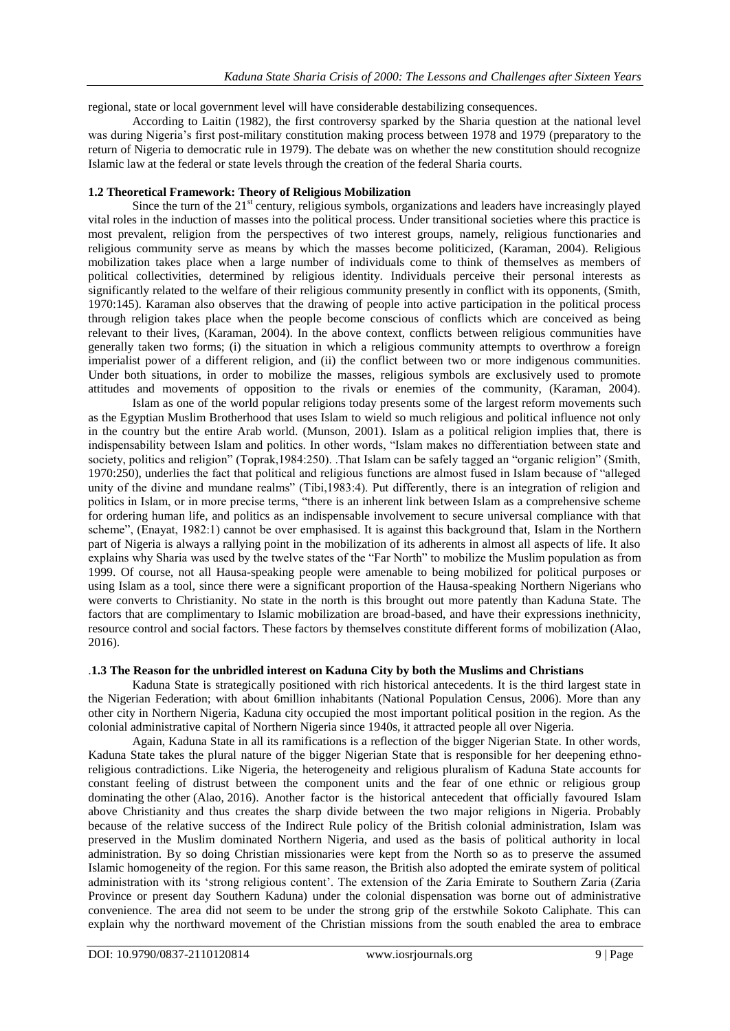regional, state or local government level will have considerable destabilizing consequences.

According to Laitin (1982), the first controversy sparked by the Sharia question at the national level was during Nigeria's first post-military constitution making process between 1978 and 1979 (preparatory to the return of Nigeria to democratic rule in 1979). The debate was on whether the new constitution should recognize Islamic law at the federal or state levels through the creation of the federal Sharia courts.

### 1.2 Theoretical Framework: Theory of Religious Mobilization

Since the turn of the 21st century, religious symbols, organizations and leaders have increasingly played vital roles in the induction of masses into the political process. Under transitional societies where this practice is most prevalent, religion from the perspectives of two interest groups, namely, religious functionaries and religious community serve as means by which the masses become politicized, (Karaman, 2004). Religious mobilization takes place when a large number of individuals come to think of themselves as members of political collectivities, determined by religious identity. Individuals perceive their personal interests as significantly related to the welfare of their religious community presently in conflict with its opponents, (Smith, 1970:145). Karaman also observes that the drawing of people into active participation in the political process through religion takes place when the people become conscious of conflicts which are conceived as being relevant to their lives, (Karaman, 2004). In the above context, conflicts between religious communities have generally taken two forms; (i) the situation in which a religious community attempts to overthrow a foreign imperialist power of a different religion, and (ii) the conflict between two or more indigenous communities. Under both situations, in order to mobilize the masses, religious symbols are exclusively used to promote attitudes and movements of opposition to the rivals or enemies of the community, (Karaman, 2004).

Islam as one of the world popular religions today presents some of the largest reform movements such as the Egyptian Muslim Brotherhood that uses Islam to wield so much religious and political influence not only in the country but the entire Arab world. (Munson, 2001). Islam as a political religion implies that, there is indispensability between Islam and politics. In other words, "Islam makes no differentiation between state and society, politics and religion" (Toprak,1984:250). .That Islam can be safely tagged an "organic religion" (Smith, 1970:250), underlies the fact that political and religious functions are almost fused in Islam because of "alleged unity of the divine and mundane realms" (Tibi,1983:4). Put differently, there is an integration of religion and politics in Islam, or in more precise terms, "there is an inherent link between Islam as a comprehensive scheme for ordering human life, and politics as an indispensable involvement to secure universal compliance with that scheme", (Enayat, 1982:1) cannot be over emphasised. It is against this background that, Islam in the Northern part of Nigeria is always a rallying point in the mobilization of its adherents in almost all aspects of life. It also explains why Sharia was used by the twelve states of the "Far North" to mobilize the Muslim population as from 1999. Of course, not all Hausa-speaking people were amenable to being mobilized for political purposes or using Islam as a tool, since there were a significant proportion of the Hausa-speaking Northern Nigerians who were converts to Christianity. No state in the north is this brought out more patently than Kaduna State. The factors that are complimentary to Islamic mobilization are broad-based, and have their expressions inethnicity, resource control and social factors. These factors by themselves constitute different forms of mobilization (Alao, 2016).

### .1.3 The Reason for the unbridled interest on Kaduna City by both the Muslims and Christians

Kaduna State is strategically positioned with rich historical antecedents. It is the third largest state in the Nigerian Federation; with about 6million inhabitants (National Population Census, 2006). More than any other city in Northern Nigeria, Kaduna city occupied the most important political position in the region. As the colonial administrative capital of Northern Nigeria since 1940s, it attracted people all over Nigeria.

Again, Kaduna State in all its ramifications is a reflection of the bigger Nigerian State. In other words, Kaduna State takes the plural nature of the bigger Nigerian State that is responsible for her deepening ethno-religious contradictions. Like Nigeria, the heterogeneity and religious pluralism of Kaduna State accounts for constant feeling of distrust between the component units and the fear of one ethnic or religious group dominating the other (Alao, 2016). Another factor is the historical antecedent that officially favoured Islam above Christianity and thus creates the sharp divide between the two major religions in Nigeria. Probably because of the relative success of the Indirect Rule policy of the British colonial administration, Islam was preserved in the Muslim dominated Northern Nigeria, and used as the basis of political authority in local administration. By so doing Christian missionaries were kept from the North so as to preserve the assumed Islamic homogeneity of the region. For this same reason, the British also adopted the emirate system of political administration with its 'strong religious content'. The extension of the Zaria Emirate to Southern Zaria (Zaria Province or present day Southern Kaduna) under the colonial dispensation was borne out of administrative convenience. The area did not seem to be under the strong grip of the erstwhile Sokoto Caliphate. This can explain why the northward movement of the Christian missions from the south enabled the area to embrace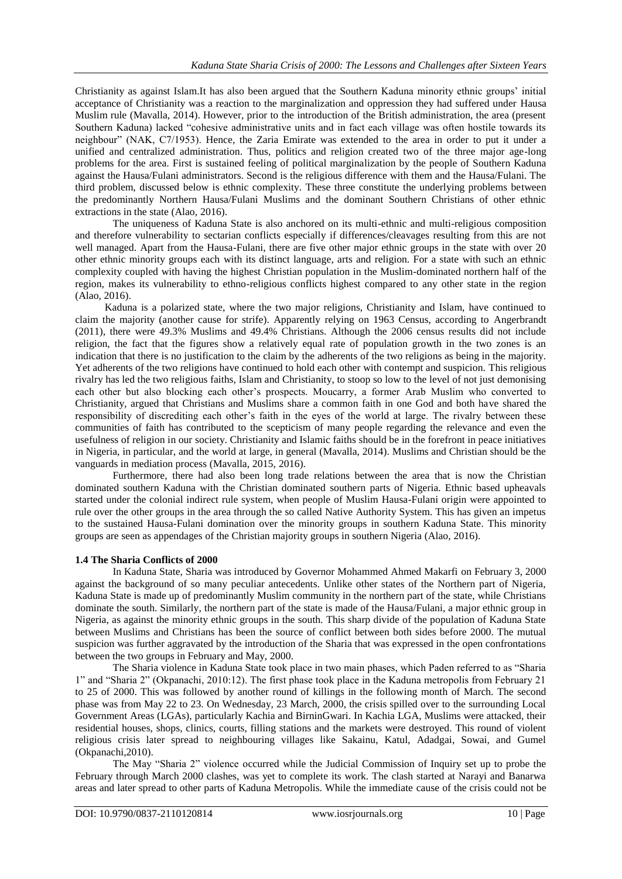Christianity as against Islam.It has also been argued that the Southern Kaduna minority ethnic groups' initial acceptance of Christianity was a reaction to the marginalization and oppression they had suffered under Hausa Muslim rule (Mavalla, 2014). However, prior to the introduction of the British administration, the area (present Southern Kaduna) lacked "cohesive administrative units and in fact each village was often hostile towards its neighbour" (NAK, C7/1953). Hence, the Zaria Emirate was extended to the area in order to put it under a unified and centralized administration. Thus, politics and religion created two of the three major age-long problems for the area. First is sustained feeling of political marginalization by the people of Southern Kaduna against the Hausa/Fulani administrators. Second is the religious difference with them and the Hausa/Fulani. The third problem, discussed below is ethnic complexity. These three constitute the underlying problems between the predominantly Northern Hausa/Fulani Muslims and the dominant Southern Christians of other ethnic extractions in the state (Alao, 2016).

The uniqueness of Kaduna State is also anchored on its multi-ethnic and multi-religious composition and therefore vulnerability to sectarian conflicts especially if differences/cleavages resulting from this are not well managed. Apart from the Hausa-Fulani, there are five other major ethnic groups in the state with over 20 other ethnic minority groups each with its distinct language, arts and religion. For a state with such an ethnic complexity coupled with having the highest Christian population in the Muslim-dominated northern half of the region, makes its vulnerability to ethno-religious conflicts highest compared to any other state in the region (Alao, 2016).

Kaduna is a polarized state, where the two major religions, Christianity and Islam, have continued to claim the majority (another cause for strife). Apparently relying on 1963 Census, according to Angerbrandt (2011), there were 49.3% Muslims and 49.4% Christians. Although the 2006 census results did not include religion, the fact that the figures show a relatively equal rate of population growth in the two zones is an indication that there is no justification to the claim by the adherents of the two religions as being in the majority. Yet adherents of the two religions have continued to hold each other with contempt and suspicion. This religious rivalry has led the two religious faiths, Islam and Christianity, to stoop so low to the level of not just demonising each other but also blocking each other's prospects. Moucarry, a former Arab Muslim who converted to Christianity, argued that Christians and Muslims share a common faith in one God and both have shared the responsibility of discrediting each other's faith in the eyes of the world at large. The rivalry between these communities of faith has contributed to the scepticism of many people regarding the relevance and even the usefulness of religion in our society. Christianity and Islamic faiths should be in the forefront in peace initiatives in Nigeria, in particular, and the world at large, in general (Mavalla, 2014). Muslims and Christian should be the vanguards in mediation process (Mavalla, 2015, 2016).

Furthermore, there had also been long trade relations between the area that is now the Christian dominated southern Kaduna with the Christian dominated southern parts of Nigeria. Ethnic based upheavals started under the colonial indirect rule system, when people of Muslim Hausa-Fulani origin were appointed to rule over the other groups in the area through the so called Native Authority System. This has given an impetus to the sustained Hausa-Fulani domination over the minority groups in southern Kaduna State. This minority groups are seen as appendages of the Christian majority groups in southern Nigeria (Alao, 2016).

### 1.4 The Sharia Conflicts of 2000

In Kaduna State, Sharia was introduced by Governor Mohammed Ahmed Makarfi on February 3, 2000 against the background of so many peculiar antecedents. Unlike other states of the Northern part of Nigeria, Kaduna State is made up of predominantly Muslim community in the northern part of the state, while Christians dominate the south. Similarly, the northern part of the state is made of the Hausa/Fulani, a major ethnic group in Nigeria, as against the minority ethnic groups in the south. This sharp divide of the population of Kaduna State between Muslims and Christians has been the source of conflict between both sides before 2000. The mutual suspicion was further aggravated by the introduction of the Sharia that was expressed in the open confrontations between the two groups in February and May, 2000.

The Sharia violence in Kaduna State took place in two main phases, which Paden referred to as "Sharia 1" and "Sharia 2" (Okpanachi, 2010:12). The first phase took place in the Kaduna metropolis from February 21 to 25 of 2000. This was followed by another round of killings in the following month of March. The second phase was from May 22 to 23. On Wednesday, 23 March, 2000, the crisis spilled over to the surrounding Local Government Areas (LGAs), particularly Kachia and BirninGwari. In Kachia LGA, Muslims were attacked, their residential houses, shops, clinics, courts, filling stations and the markets were destroyed. This round of violent religious crisis later spread to neighbouring villages like Sakainu, Katul, Adadgai, Sowai, and Gumel (Okpanachi,2010).

The May "Sharia 2" violence occurred while the Judicial Commission of Inquiry set up to probe the February through March 2000 clashes, was yet to complete its work. The clash started at Narayi and Banarwa areas and later spread to other parts of Kaduna Metropolis. While the immediate cause of the crisis could not be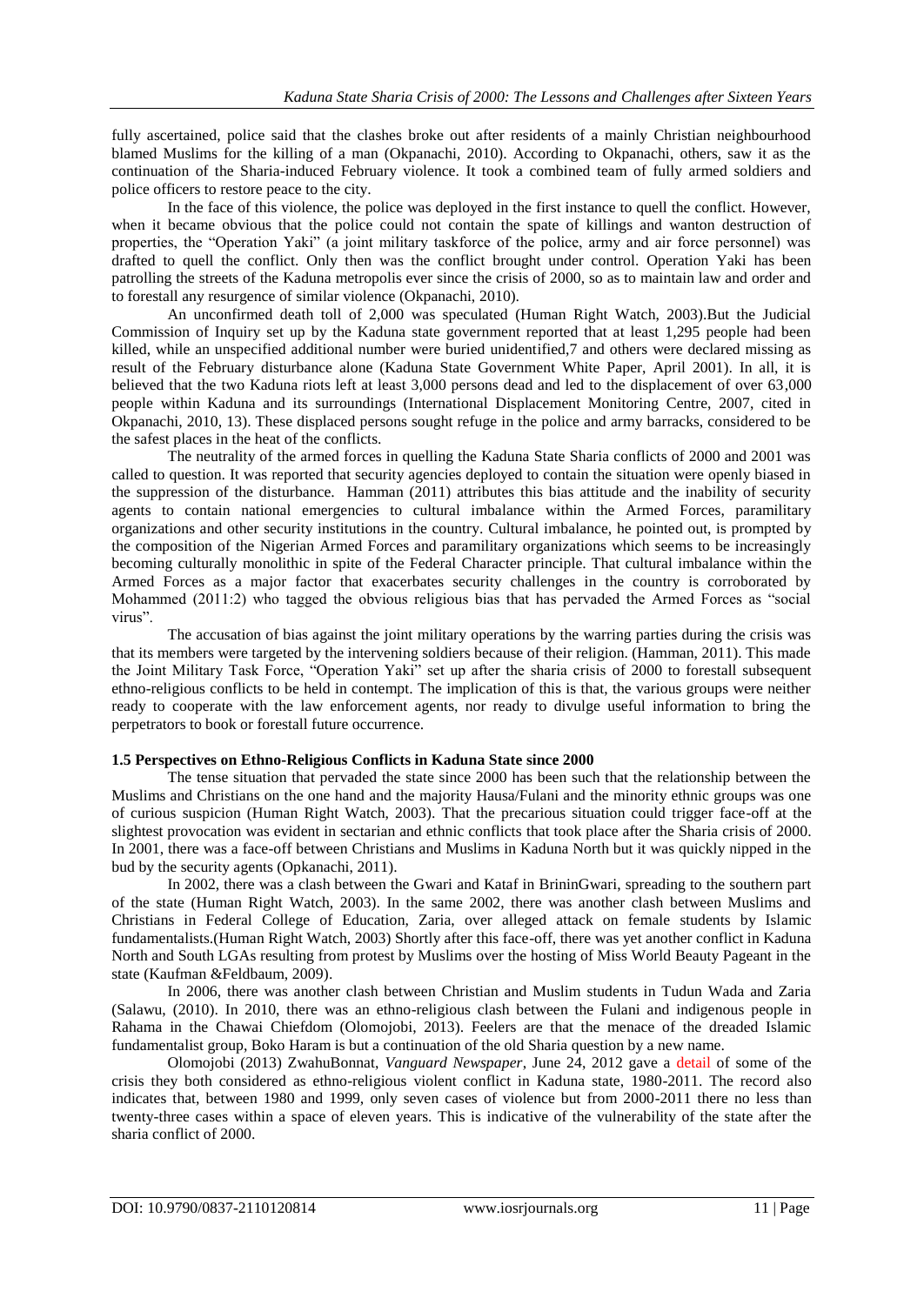fully ascertained, police said that the clashes broke out after residents of a mainly Christian neighbourhood blamed Muslims for the killing of a man (Okpanachi, 2010). According to Okpanachi, others, saw it as the continuation of the Sharia-induced February violence. It took a combined team of fully armed soldiers and police officers to restore peace to the city.

In the face of this violence, the police was deployed in the first instance to quell the conflict. However, when it became obvious that the police could not contain the spate of killings and wanton destruction of properties, the "Operation Yaki" (a joint military taskforce of the police, army and air force personnel) was drafted to quell the conflict. Only then was the conflict brought under control. Operation Yaki has been patrolling the streets of the Kaduna metropolis ever since the crisis of 2000, so as to maintain law and order and to forestall any resurgence of similar violence (Okpanachi, 2010).

An unconfirmed death toll of 2,000 was speculated (Human Right Watch, 2003).But the Judicial Commission of Inquiry set up by the Kaduna state government reported that at least 1,295 people had been killed, while an unspecified additional number were buried unidentified,7 and others were declared missing as result of the February disturbance alone (Kaduna State Government White Paper, April 2001). In all, it is believed that the two Kaduna riots left at least 3,000 persons dead and led to the displacement of over 63,000 people within Kaduna and its surroundings (International Displacement Monitoring Centre, 2007, cited in Okpanachi, 2010, 13). These displaced persons sought refuge in the police and army barracks, considered to be the safest places in the heat of the conflicts.

The neutrality of the armed forces in quelling the Kaduna State Sharia conflicts of 2000 and 2001 was called to question. It was reported that security agencies deployed to contain the situation were openly biased in the suppression of the disturbance. Hamman (2011) attributes this bias attitude and the inability of security agents to contain national emergencies to cultural imbalance within the Armed Forces, paramilitary organizations and other security institutions in the country. Cultural imbalance, he pointed out, is prompted by the composition of the Nigerian Armed Forces and paramilitary organizations which seems to be increasingly becoming culturally monolithic in spite of the Federal Character principle. That cultural imbalance within the Armed Forces as a major factor that exacerbates security challenges in the country is corroborated by Mohammed (2011:2) who tagged the obvious religious bias that has pervaded the Armed Forces as "social virus".

The accusation of bias against the joint military operations by the warring parties during the crisis was that its members were targeted by the intervening soldiers because of their religion. (Hamman, 2011). This made the Joint Military Task Force, "Operation Yaki" set up after the sharia crisis of 2000 to forestall subsequent ethno-religious conflicts to be held in contempt. The implication of this is that, the various groups were neither ready to cooperate with the law enforcement agents, nor ready to divulge useful information to bring the perpetrators to book or forestall future occurrence.

### 1.5 Perspectives on Ethno-Religious Conflicts in Kaduna State since 2000

The tense situation that pervaded the state since 2000 has been such that the relationship between the Muslims and Christians on the one hand and the majority Hausa/Fulani and the minority ethnic groups was one of curious suspicion (Human Right Watch, 2003). That the precarious situation could trigger face-off at the slightest provocation was evident in sectarian and ethnic conflicts that took place after the Sharia crisis of 2000. In 2001, there was a face-off between Christians and Muslims in Kaduna North but it was quickly nipped in the bud by the security agents (Opkanachi, 2011).

In 2002, there was a clash between the Gwari and Kataf in BrininGwari, spreading to the southern part of the state (Human Right Watch, 2003). In the same 2002, there was another clash between Muslims and Christians in Federal College of Education, Zaria, over alleged attack on female students by Islamic fundamentalists.(Human Right Watch, 2003) Shortly after this face-off, there was yet another conflict in Kaduna North and South LGAs resulting from protest by Muslims over the hosting of Miss World Beauty Pageant in the state (Kaufman &Feldbaum, 2009).

In 2006, there was another clash between Christian and Muslim students in Tudun Wada and Zaria (Salawu, (2010). In 2010, there was an ethno-religious clash between the Fulani and indigenous people in Rahama in the Chawai Chiefdom (Olomojobi, 2013). Feelers are that the menace of the dreaded Islamic fundamentalist group, Boko Haram is but a continuation of the old Sharia question by a new name.

Olomojobi (2013) ZwahuBonnat, *Vanguard Newspaper*, June 24, 2012 gave a detail of some of the crisis they both considered as ethno-religious violent conflict in Kaduna state, 1980-2011. The record also indicates that, between 1980 and 1999, only seven cases of violence but from 2000-2011 there no less than twenty-three cases within a space of eleven years. This is indicative of the vulnerability of the state after the sharia conflict of 2000.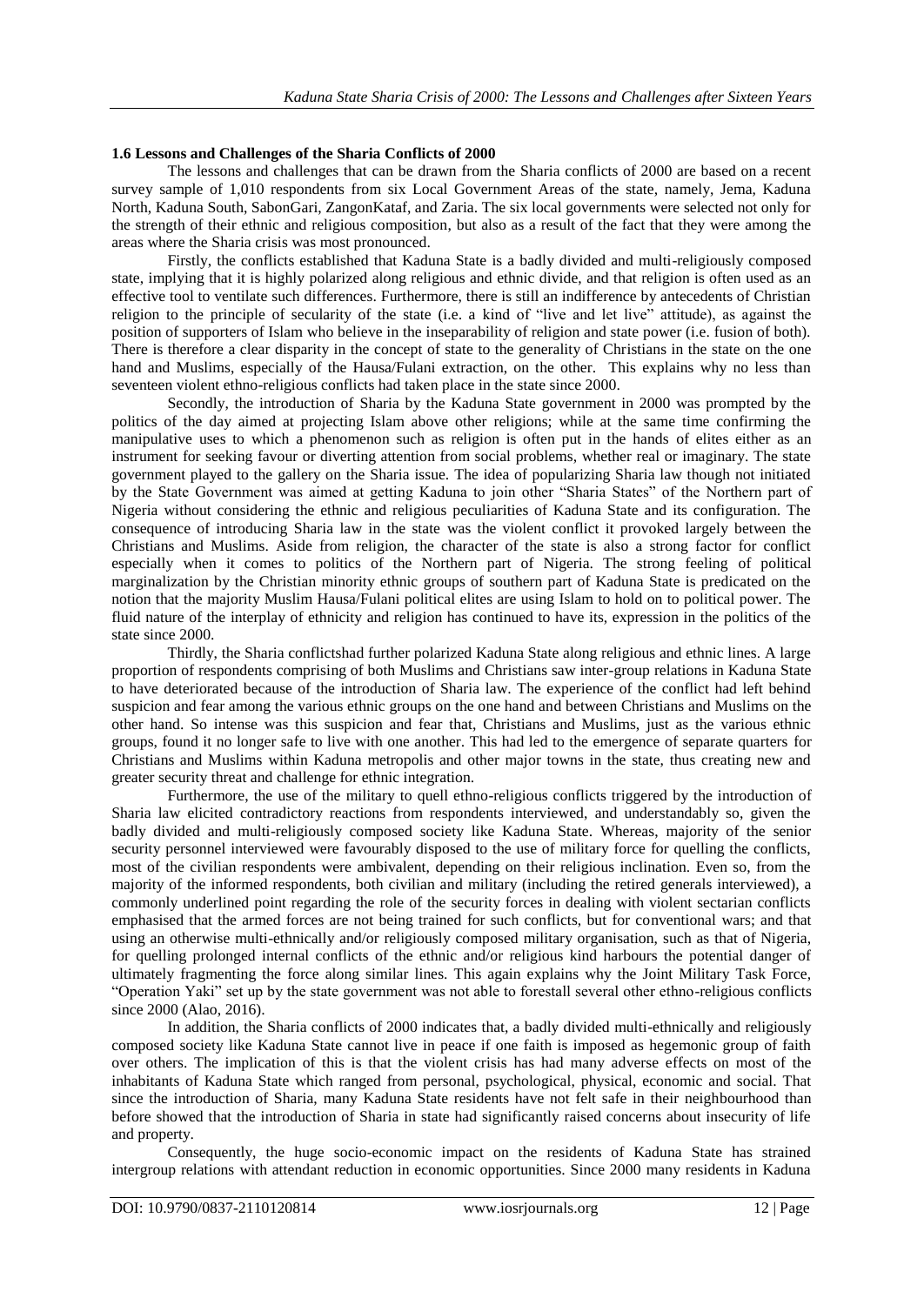### 1.6 Lessons and Challenges of the Sharia Conflicts of 2000

The lessons and challenges that can be drawn from the Sharia conflicts of 2000 are based on a recent survey sample of 1,010 respondents from six Local Government Areas of the state, namely, Jema, Kaduna North, Kaduna South, SabonGari, ZangonKataf, and Zaria. The six local governments were selected not only for the strength of their ethnic and religious composition, but also as a result of the fact that they were among the areas where the Sharia crisis was most pronounced.

Firstly, the conflicts established that Kaduna State is a badly divided and multi-religiously composed state, implying that it is highly polarized along religious and ethnic divide, and that religion is often used as an effective tool to ventilate such differences. Furthermore, there is still an indifference by antecedents of Christian religion to the principle of secularity of the state (i.e. a kind of "live and let live" attitude), as against the position of supporters of Islam who believe in the inseparability of religion and state power (i.e. fusion of both). There is therefore a clear disparity in the concept of state to the generality of Christians in the state on the one hand and Muslims, especially of the Hausa/Fulani extraction, on the other. This explains why no less than seventeen violent ethno-religious conflicts had taken place in the state since 2000.

Secondly, the introduction of Sharia by the Kaduna State government in 2000 was prompted by the politics of the day aimed at projecting Islam above other religions; while at the same time confirming the manipulative uses to which a phenomenon such as religion is often put in the hands of elites either as an instrument for seeking favour or diverting attention from social problems, whether real or imaginary. The state government played to the gallery on the Sharia issue. The idea of popularizing Sharia law though not initiated by the State Government was aimed at getting Kaduna to join other "Sharia States" of the Northern part of Nigeria without considering the ethnic and religious peculiarities of Kaduna State and its configuration. The consequence of introducing Sharia law in the state was the violent conflict it provoked largely between the Christians and Muslims. Aside from religion, the character of the state is also a strong factor for conflict especially when it comes to politics of the Northern part of Nigeria. The strong feeling of political marginalization by the Christian minority ethnic groups of southern part of Kaduna State is predicated on the notion that the majority Muslim Hausa/Fulani political elites are using Islam to hold on to political power. The fluid nature of the interplay of ethnicity and religion has continued to have its, expression in the politics of the state since 2000.

Thirdly, the Sharia conflictshad further polarized Kaduna State along religious and ethnic lines. A large proportion of respondents comprising of both Muslims and Christians saw inter-group relations in Kaduna State to have deteriorated because of the introduction of Sharia law. The experience of the conflict had left behind suspicion and fear among the various ethnic groups on the one hand and between Christians and Muslims on the other hand. So intense was this suspicion and fear that, Christians and Muslims, just as the various ethnic groups, found it no longer safe to live with one another. This had led to the emergence of separate quarters for Christians and Muslims within Kaduna metropolis and other major towns in the state, thus creating new and greater security threat and challenge for ethnic integration.

Furthermore, the use of the military to quell ethno-religious conflicts triggered by the introduction of Sharia law elicited contradictory reactions from respondents interviewed, and understandably so, given the badly divided and multi-religiously composed society like Kaduna State. Whereas, majority of the senior security personnel interviewed were favourably disposed to the use of military force for quelling the conflicts, most of the civilian respondents were ambivalent, depending on their religious inclination. Even so, from the majority of the informed respondents, both civilian and military (including the retired generals interviewed), a commonly underlined point regarding the role of the security forces in dealing with violent sectarian conflicts emphasised that the armed forces are not being trained for such conflicts, but for conventional wars; and that using an otherwise multi-ethnically and/or religiously composed military organisation, such as that of Nigeria, for quelling prolonged internal conflicts of the ethnic and/or religious kind harbours the potential danger of ultimately fragmenting the force along similar lines. This again explains why the Joint Military Task Force, "Operation Yaki" set up by the state government was not able to forestall several other ethno-religious conflicts since 2000 (Alao, 2016).

In addition, the Sharia conflicts of 2000 indicates that, a badly divided multi-ethnically and religiously composed society like Kaduna State cannot live in peace if one faith is imposed as hegemonic group of faith over others. The implication of this is that the violent crisis has had many adverse effects on most of the inhabitants of Kaduna State which ranged from personal, psychological, physical, economic and social. That since the introduction of Sharia, many Kaduna State residents have not felt safe in their neighbourhood than before showed that the introduction of Sharia in state had significantly raised concerns about insecurity of life and property.

Consequently, the huge socio-economic impact on the residents of Kaduna State has strained intergroup relations with attendant reduction in economic opportunities. Since 2000 many residents in Kaduna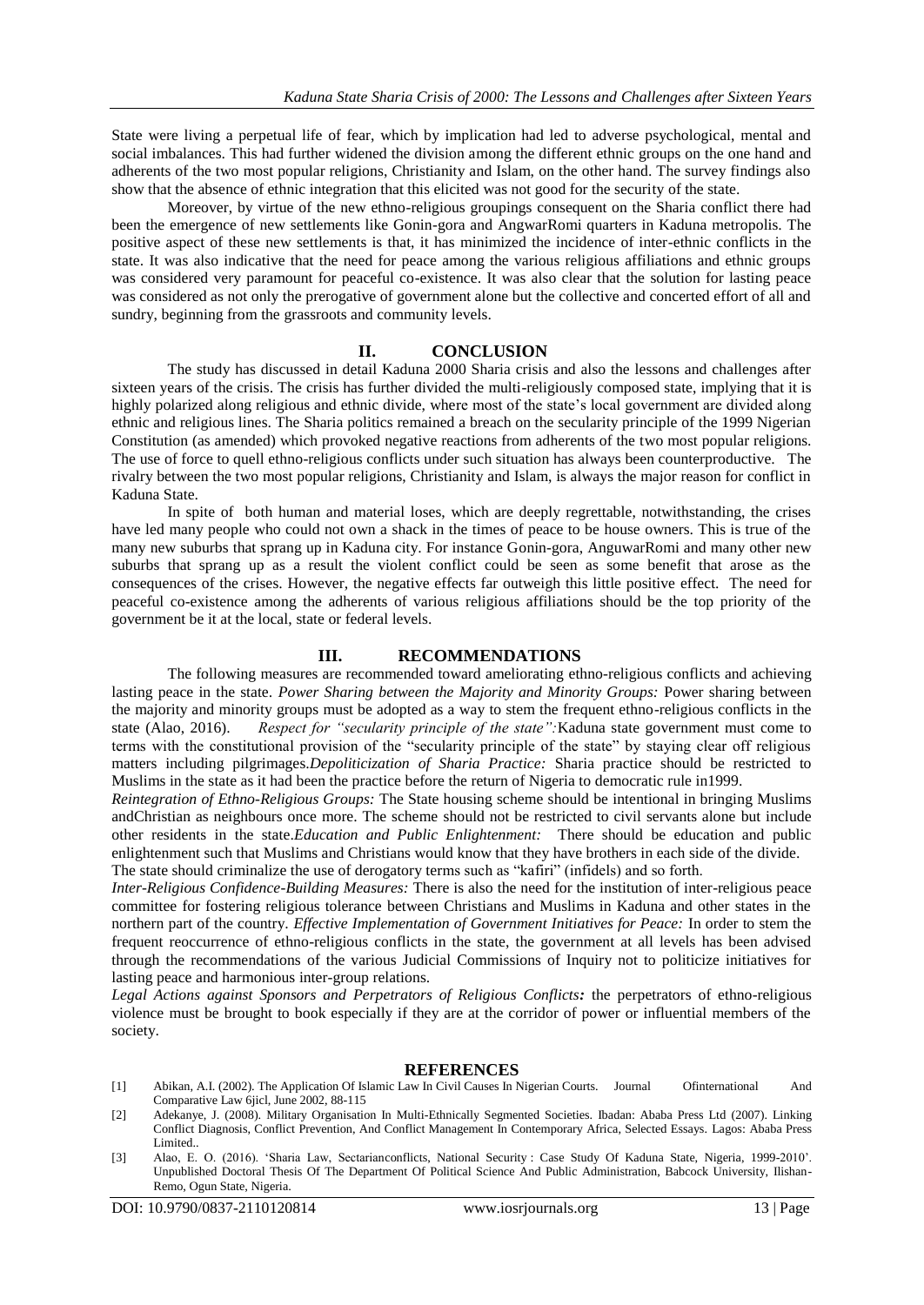State were living a perpetual life of fear, which by implication had led to adverse psychological, mental and social imbalances. This had further widened the division among the different ethnic groups on the one hand and adherents of the two most popular religions, Christianity and Islam, on the other hand. The survey findings also show that the absence of ethnic integration that this elicited was not good for the security of the state.

Moreover, by virtue of the new ethno-religious groupings consequent on the Sharia conflict there had been the emergence of new settlements like Gonin-gora and AngwarRomi quarters in Kaduna metropolis. The positive aspect of these new settlements is that, it has minimized the incidence of inter-ethnic conflicts in the state. It was also indicative that the need for peace among the various religious affiliations and ethnic groups was considered very paramount for peaceful co-existence. It was also clear that the solution for lasting peace was considered as not only the prerogative of government alone but the collective and concerted effort of all and sundry, beginning from the grassroots and community levels.

## II. CONCLUSION

The study has discussed in detail Kaduna 2000 Sharia crisis and also the lessons and challenges after sixteen years of the crisis. The crisis has further divided the multi-religiously composed state, implying that it is highly polarized along religious and ethnic divide, where most of the state's local government are divided along ethnic and religious lines. The Sharia politics remained a breach on the secularity principle of the 1999 Nigerian Constitution (as amended) which provoked negative reactions from adherents of the two most popular religions. The use of force to quell ethno-religious conflicts under such situation has always been counterproductive. The rivalry between the two most popular religions, Christianity and Islam, is always the major reason for conflict in Kaduna State.

In spite of both human and material loses, which are deeply regrettable, notwithstanding, the crises have led many people who could not own a shack in the times of peace to be house owners. This is true of the many new suburbs that sprang up in Kaduna city. For instance Gonin-gora, AnguwarRomi and many other new suburbs that sprang up as a result the violent conflict could be seen as some benefit that arose as the consequences of the crises. However, the negative effects far outweigh this little positive effect. The need for peaceful co-existence among the adherents of various religious affiliations should be the top priority of the government be it at the local, state or federal levels.

## III. RECOMMENDATIONS

The following measures are recommended toward ameliorating ethno-religious conflicts and achieving lasting peace in the state. *Power Sharing between the Majority and Minority Groups:* Power sharing between the majority and minority groups must be adopted as a way to stem the frequent ethno-religious conflicts in the state (Alao, 2016). *Respect for "secularity principle of the state":*Kaduna state government must come to terms with the constitutional provision of the "secularity principle of the state" by staying clear off religious matters including pilgrimages.*Depoliticization of Sharia Practice:* Sharia practice should be restricted to Muslims in the state as it had been the practice before the return of Nigeria to democratic rule in1999.

*Reintegration of Ethno-Religious Groups:* The State housing scheme should be intentional in bringing Muslims andChristian as neighbours once more. The scheme should not be restricted to civil servants alone but include other residents in the state.*Education and Public Enlightenment:* There should be education and public enlightenment such that Muslims and Christians would know that they have brothers in each side of the divide. The state should criminalize the use of derogatory terms such as "kafiri" (infidels) and so forth.

*Inter-Religious Confidence-Building Measures:* There is also the need for the institution of inter-religious peace committee for fostering religious tolerance between Christians and Muslims in Kaduna and other states in the northern part of the country. *Effective Implementation of Government Initiatives for Peace:* In order to stem the frequent reoccurrence of ethno-religious conflicts in the state, the government at all levels has been advised through the recommendations of the various Judicial Commissions of Inquiry not to politicize initiatives for lasting peace and harmonious inter-group relations.

***Legal Actions against Sponsors and Perpetrators of Religious Conflicts:*** the perpetrators of ethno-religious violence must be brought to book especially if they are at the corridor of power or influential members of the society.

## REFERENCES

[1] Abikan, A.I. (2002). The Application Of Islamic Law In Civil Causes In Nigerian Courts. Journal Ofinternational And Comparative Law 6jicl, June 2002, 88-115

[2] Adekanye, J. (2008). Military Organisation In Multi-Ethnically Segmented Societies. Ibadan: Ababa Press Ltd (2007). Linking Conflict Diagnosis, Conflict Prevention, And Conflict Management In Contemporary Africa, Selected Essays. Lagos: Ababa Press Limited..

[3] Alao, E. O. (2016). 'Sharia Law, Sectarianconflicts, National Security : Case Study Of Kaduna State, Nigeria, 1999-2010'. Unpublished Doctoral Thesis Of The Department Of Political Science And Public Administration, Babcock University, Ilishan-Remo, Ogun State, Nigeria.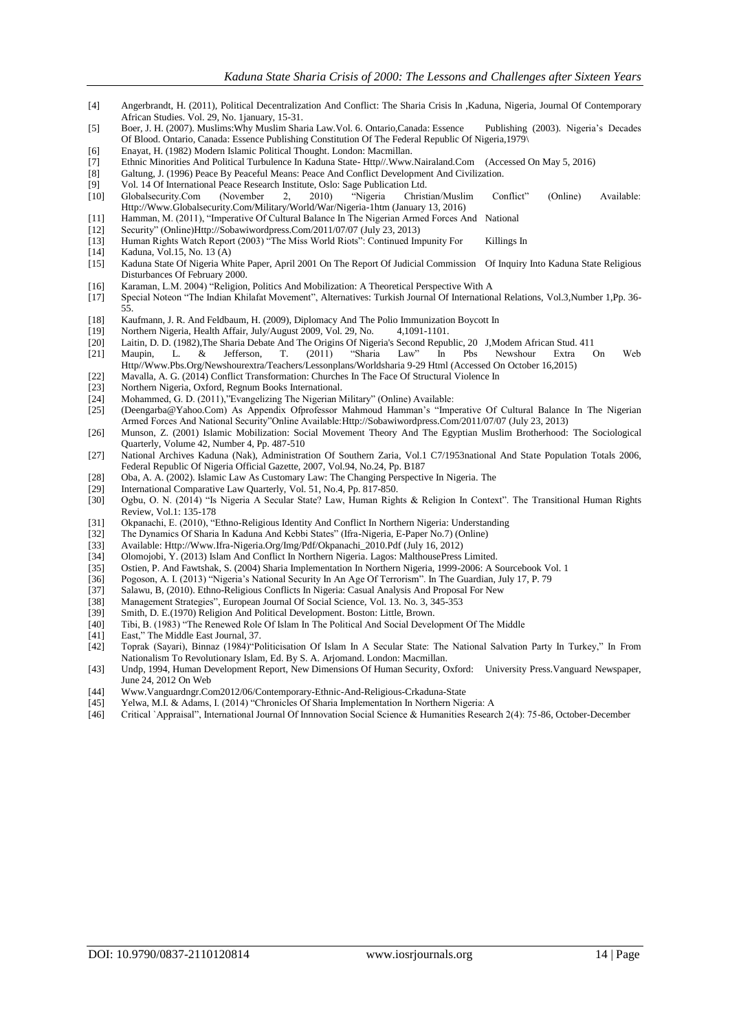[4] Angerbrandt, H. (2011), Political Decentralization And Conflict: The Sharia Crisis In ,Kaduna, Nigeria, Journal Of Contemporary African Studies. Vol. 29, No. 1january, 15-31.

[5] Boer, J. H. (2007). Muslims:Why Muslim Sharia Law.Vol. 6. Ontario,Canada: Essence Publishing (2003). Nigeria's Decades Of Blood. Ontario, Canada: Essence Publishing Constitution Of The Federal Republic Of Nigeria,1979\

[6] Enayat, H. (1982) Modern Islamic Political Thought. London: Macmillan.

[7] Ethnic Minorities And Political Turbulence In Kaduna State- Http//.Www.Nairaland.Com (Accessed On May 5, 2016)

[8] Galtung, J. (1996) Peace By Peaceful Means: Peace And Conflict Development And Civilization.

[9] Vol. 14 Of International Peace Research Institute, Oslo: Sage Publication Ltd.

[10] Globalsecurity.Com (November 2, 2010) "Nigeria Christian/Muslim Conflict" (Online) Available: Http://Www.Globalsecurity.Com/Military/World/War/Nigeria-1htm (January 13, 2016)

[11] Hamman, M. (2011), "Imperative Of Cultural Balance In The Nigerian Armed Forces And National

[12] Security" (Online)Http://Sobawiwordpress.Com/2011/07/07 (July 23, 2013)

[13] Human Rights Watch Report (2003) "The Miss World Riots": Continued Impunity For Killings In

[14] Kaduna, Vol.15, No. 13 (A)

[15] Kaduna State Of Nigeria White Paper, April 2001 On The Report Of Judicial Commission Of Inquiry Into Kaduna State Religious Disturbances Of February 2000.

[16] Karaman, L.M. 2004) "Religion, Politics And Mobilization: A Theoretical Perspective With A

[17] Special Noteon "The Indian Khilafat Movement", Alternatives: Turkish Journal Of International Relations, Vol.3,Number 1,Pp. 36-55.

[18] Kaufmann, J. R. And Feldbaum, H. (2009), Diplomacy And The Polio Immunization Boycott In

[19] Northern Nigeria, Health Affair, July/August 2009, Vol. 29, No. 4,1091-1101.

[20] Laitin, D. D. (1982),The Sharia Debate And The Origins Of Nigeria's Second Republic, 20 J,Modem African Stud. 411

[21] Maupin, L. & Jefferson, T. (2011) "Sharia Law" In Pbs Newshour Extra On Web Http//Www.Pbs.Org/Newshourextra/Teachers/Lessonplans/Worldsharia 9-29 Html (Accessed On October 16,2015)

[22] Mavalla, A. G. (2014) Conflict Transformation: Churches In The Face Of Structural Violence In

[23] Northern Nigeria, Oxford, Regnum Books International.

[24] Mohammed, G. D. (2011),"Evangelizing The Nigerian Military" (Online) Available:

[25] (Deengarba@Yahoo.Com) As Appendix Ofprofessor Mahmoud Hamman's "Imperative Of Cultural Balance In The Nigerian Armed Forces And National Security"Online Available:Http://Sobawiwordpress.Com/2011/07/07 (July 23, 2013)

[26] Munson, Z. (2001) Islamic Mobilization: Social Movement Theory And The Egyptian Muslim Brotherhood: The Sociological Quarterly, Volume 42, Number 4, Pp. 487-510

[27] National Archives Kaduna (Nak), Administration Of Southern Zaria, Vol.1 C7/1953national And State Population Totals 2006, Federal Republic Of Nigeria Official Gazette, 2007, Vol.94, No.24, Pp. B187

[28] Oba, A. A. (2002). Islamic Law As Customary Law: The Changing Perspective In Nigeria. The

[29] International Comparative Law Quarterly, Vol. 51, No.4, Pp. 817-850.

[30] Ogbu, O. N. (2014) "Is Nigeria A Secular State? Law, Human Rights & Religion In Context". The Transitional Human Rights Review, Vol.1: 135-178

[31] Okpanachi, E. (2010), "Ethno-Religious Identity And Conflict In Northern Nigeria: Understanding

[32] The Dynamics Of Sharia In Kaduna And Kebbi States" (Ifra-Nigeria, E-Paper No.7) (Online)

[33] Available: Http://Www.Ifra-Nigeria.Org/Img/Pdf/Okpanachi_2010.Pdf (July 16, 2012)

[34] Olomojobi, Y. (2013) Islam And Conflict In Northern Nigeria. Lagos: MalthousePress Limited.

[35] Ostien, P. And Fawtshak, S. (2004) Sharia Implementation In Northern Nigeria, 1999-2006: A Sourcebook Vol. 1

[36] Pogoson, A. I. (2013) "Nigeria's National Security In An Age Of Terrorism". In The Guardian, July 17, P. 79

[37] Salawu, B, (2010). Ethno-Religious Conflicts In Nigeria: Casual Analysis And Proposal For New

[38] Management Strategies", European Journal Of Social Science, Vol. 13. No. 3, 345-353

[39] Smith, D. E.(1970) Religion And Political Development. Boston: Little, Brown.

[40] Tibi, B. (1983) "The Renewed Role Of Islam In The Political And Social Development Of The Middle

[41] East," The Middle East Journal, 37.

[42] Toprak (Sayari), Binnaz (1984)"Politicisation Of Islam In A Secular State: The National Salvation Party In Turkey," In From Nationalism To Revolutionary Islam, Ed. By S. A. Arjomand. London: Macmillan.

[43] Undp, 1994, Human Development Report, New Dimensions Of Human Security, Oxford: University Press.Vanguard Newspaper, June 24, 2012 On Web

[44] Www.Vanguardngr.Com2012/06/Contemporary-Ethnic-And-Religious-Crkaduna-State

[45] Yelwa, M.I. & Adams, I. (2014) "Chronicles Of Sharia Implementation In Northern Nigeria: A

[46] Critical `Appraisal", International Journal Of Innnovation Social Science & Humanities Research 2(4): 75-86, October-December